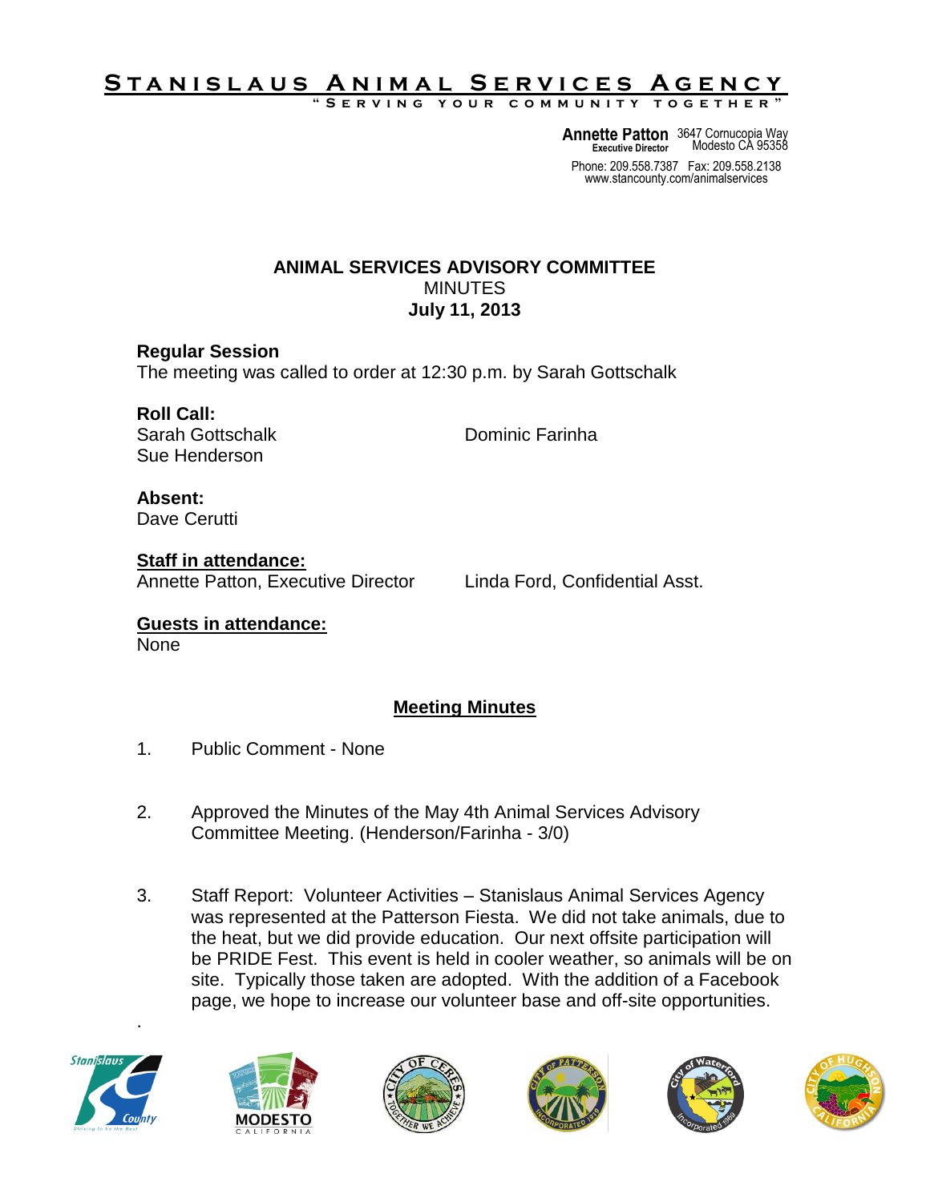# Stanislaus Animal Services Agency

"Serving your community together"

**Annette Patton**
Executive Director

3647 Cornucopia Way
Modesto CA 95358

Phone: 209.558.7387 Fax: 209.558.2138
www.stancounty.com/animalservices

## ANIMAL SERVICES ADVISORY COMMITTEE
MINUTES
**July 11, 2013**

**Regular Session**
The meeting was called to order at 12:30 p.m. by Sarah Gottschalk

**Roll Call:**
Sarah Gottschalk
Dominic Farinha
Sue Henderson

**Absent:**
Dave Cerutti

**Staff in attendance:**
Annette Patton, Executive Director
Linda Ford, Confidential Asst.

**Guests in attendance:**
None

## Meeting Minutes

1. Public Comment - None

2. Approved the Minutes of the May 4th Animal Services Advisory Committee Meeting. (Henderson/Farinha - 3/0)

3. Staff Report: Volunteer Activities – Stanislaus Animal Services Agency was represented at the Patterson Fiesta. We did not take animals, due to the heat, but we did provide education. Our next offsite participation will be PRIDE Fest. This event is held in cooler weather, so animals will be on site. Typically those taken are adopted. With the addition of a Facebook page, we hope to increase our volunteer base and off-site opportunities.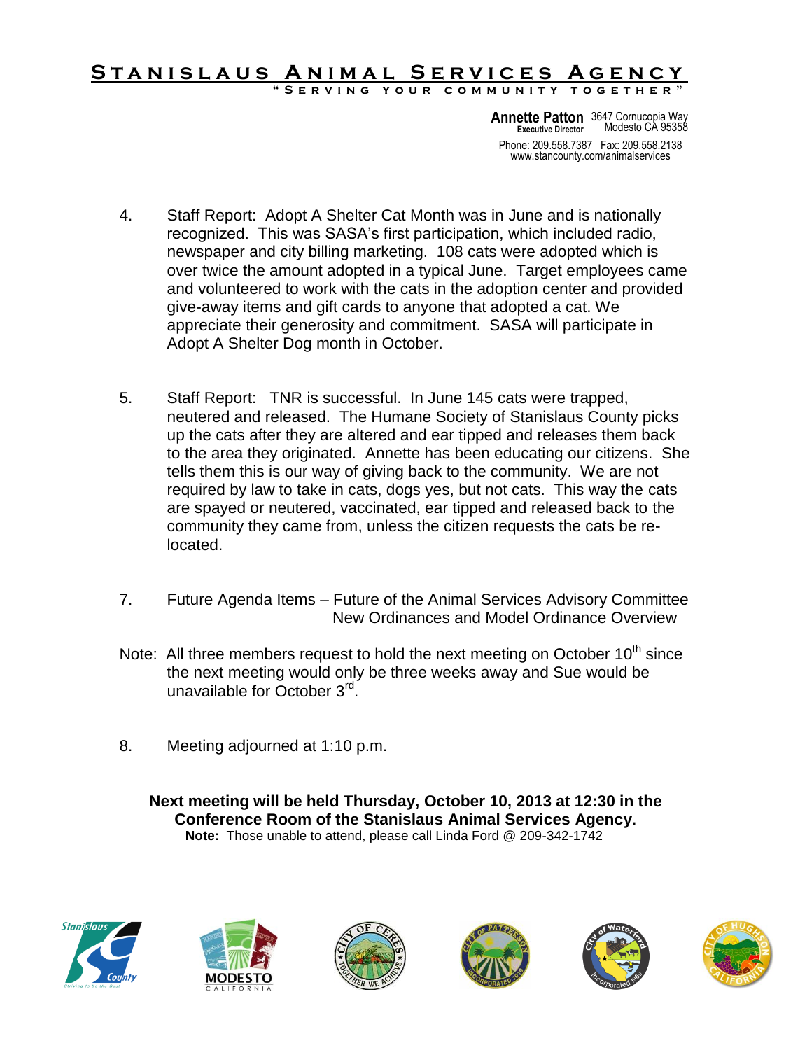# Stanislaus Animal Services Agency

"Serving your community together"

**Annette Patton**
Executive Director

3647 Cornucopia Way
Modesto CA 95358

Phone: 209.558.7387 Fax: 209.558.2138
www.stancounty.com/animalservices

4. Staff Report: Adopt A Shelter Cat Month was in June and is nationally recognized. This was SASA's first participation, which included radio, newspaper and city billing marketing. 108 cats were adopted which is over twice the amount adopted in a typical June. Target employees came and volunteered to work with the cats in the adoption center and provided give-away items and gift cards to anyone that adopted a cat. We appreciate their generosity and commitment. SASA will participate in Adopt A Shelter Dog month in October.

5. Staff Report: TNR is successful. In June 145 cats were trapped, neutered and released. The Humane Society of Stanislaus County picks up the cats after they are altered and ear tipped and releases them back to the area they originated. Annette has been educating our citizens. She tells them this is our way of giving back to the community. We are not required by law to take in cats, dogs yes, but not cats. This way the cats are spayed or neutered, vaccinated, ear tipped and released back to the community they came from, unless the citizen requests the cats be re-located.

7. Future Agenda Items – Future of the Animal Services Advisory Committee
   New Ordinances and Model Ordinance Overview

Note: All three members request to hold the next meeting on October 10th since the next meeting would only be three weeks away and Sue would be unavailable for October 3rd.

8. Meeting adjourned at 1:10 p.m.

**Next meeting will be held Thursday, October 10, 2013 at 12:30 in the Conference Room of the Stanislaus Animal Services Agency.**

**Note:** Those unable to attend, please call Linda Ford @ 209-342-1742